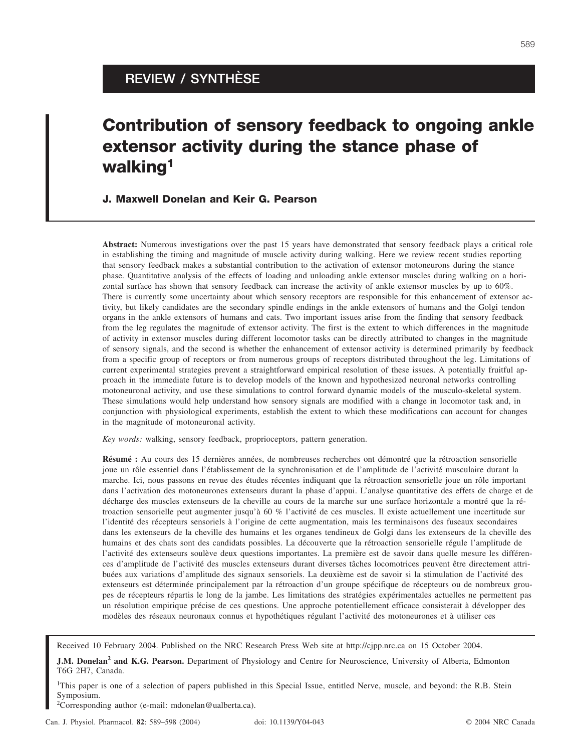REVIEW / SYNTHÈSE

# Contribution of sensory feedback to ongoing ankle extensor activity during the stance phase of walking[1]

**J. Maxwell Donelan and Keir G. Pearson**

**Abstract:** Numerous investigations over the past 15 years have demonstrated that sensory feedback plays a critical role in establishing the timing and magnitude of muscle activity during walking. Here we review recent studies reporting that sensory feedback makes a substantial contribution to the activation of extensor motoneurons during the stance phase. Quantitative analysis of the effects of loading and unloading ankle extensor muscles during walking on a horizontal surface has shown that sensory feedback can increase the activity of ankle extensor muscles by up to 60%. There is currently some uncertainty about which sensory receptors are responsible for this enhancement of extensor activity, but likely candidates are the secondary spindle endings in the ankle extensors of humans and the Golgi tendon organs in the ankle extensors of humans and cats. Two important issues arise from the finding that sensory feedback from the leg regulates the magnitude of extensor activity. The first is the extent to which differences in the magnitude of activity in extensor muscles during different locomotor tasks can be directly attributed to changes in the magnitude of sensory signals, and the second is whether the enhancement of extensor activity is determined primarily by feedback from a specific group of receptors or from numerous groups of receptors distributed throughout the leg. Limitations of current experimental strategies prevent a straightforward empirical resolution of these issues. A potentially fruitful approach in the immediate future is to develop models of the known and hypothesized neuronal networks controlling motoneuronal activity, and use these simulations to control forward dynamic models of the musculo-skeletal system. These simulations would help understand how sensory signals are modified with a change in locomotor task and, in conjunction with physiological experiments, establish the extent to which these modifications can account for changes in the magnitude of motoneuronal activity.

*Key words:* walking, sensory feedback, proprioceptors, pattern generation.

**Résumé :** Au cours des 15 dernières années, de nombreuses recherches ont démontré que la rétroaction sensorielle joue un rôle essentiel dans l'établissement de la synchronisation et de l'amplitude de l'activité musculaire durant la marche. Ici, nous passons en revue des études récentes indiquant que la rétroaction sensorielle joue un rôle important dans l'activation des motoneurones extenseurs durant la phase d'appui. L'analyse quantitative des effets de charge et de décharge des muscles extenseurs de la cheville au cours de la marche sur une surface horizontale a montré que la rétroaction sensorielle peut augmenter jusqu'à 60 % l'activité de ces muscles. Il existe actuellement une incertitude sur l'identité des récepteurs sensoriels à l'origine de cette augmentation, mais les terminaisons des fuseaux secondaires dans les extenseurs de la cheville des humains et les organes tendineux de Golgi dans les extenseurs de la cheville des humains et des chats sont des candidats possibles. La découverte que la rétroaction sensorielle régule l'amplitude de l'activité des extenseurs soulève deux questions importantes. La première est de savoir dans quelle mesure les différences d'amplitude de l'activité des muscles extenseurs durant diverses tâches locomotrices peuvent être directement attribuées aux variations d'amplitude des signaux sensoriels. La deuxième est de savoir si la stimulation de l'activité des extenseurs est déterminée principalement par la rétroaction d'un groupe spécifique de récepteurs ou de nombreux groupes de récepteurs répartis le long de la jambe. Les limitations des stratégies expérimentales actuelles ne permettent pas un résolution empirique précise de ces questions. Une approche potentiellement efficace consisterait à développer des modèles des réseaux neuronaux connus et hypothétiques régulant l'activité des motoneurones et à utiliser ces

Received 10 February 2004. Published on the NRC Research Press Web site at http://cjpp.nrc.ca on 15 October 2004.

**J.M. Donelan[2] and K.G. Pearson.** Department of Physiology and Centre for Neuroscience, University of Alberta, Edmonton T6G 2H7, Canada.

[1]This paper is one of a selection of papers published in this Special Issue, entitled Nerve, muscle, and beyond: the R.B. Stein Symposium.

[2]Corresponding author (e-mail: mdonelan@ualberta.ca).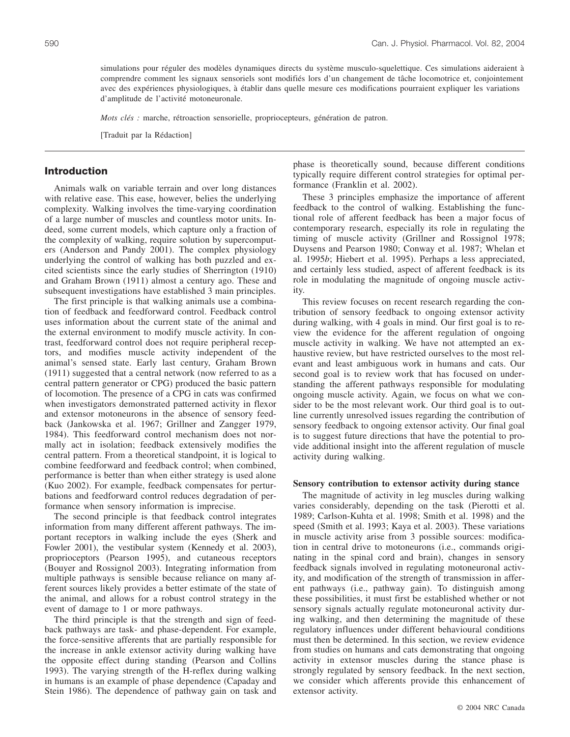simulations pour réguler des modèles dynamiques directs du système musculo-squelettique. Ces simulations aideraient à comprendre comment les signaux sensoriels sont modifiés lors d'un changement de tâche locomotrice et, conjointement avec des expériences physiologiques, à établir dans quelle mesure ces modifications pourraient expliquer les variations d'amplitude de l'activité motoneuronale.

*Mots clés :* marche, rétroaction sensorielle, proprioccepteurs, génération de patron.

[Traduit par la Rédaction]

## Introduction

Animals walk on variable terrain and over long distances with relative ease. This ease, however, belies the underlying complexity. Walking involves the time-varying coordination of a large number of muscles and countless motor units. Indeed, some current models, which capture only a fraction of the complexity of walking, require solution by supercomputers (Anderson and Pandy 2001). The complex physiology underlying the control of walking has both puzzled and excited scientists since the early studies of Sherrington (1910) and Graham Brown (1911) almost a century ago. These and subsequent investigations have established 3 main principles.

The first principle is that walking animals use a combination of feedback and feedforward control. Feedback control uses information about the current state of the animal and the external environment to modify muscle activity. In contrast, feedforward control does not require peripheral receptors, and modifies muscle activity independent of the animal's sensed state. Early last century, Graham Brown (1911) suggested that a central network (now referred to as a central pattern generator or CPG) produced the basic pattern of locomotion. The presence of a CPG in cats was confirmed when investigators demonstrated patterned activity in flexor and extensor motoneurons in the absence of sensory feedback (Jankowska et al. 1967; Grillner and Zangger 1979, 1984). This feedforward control mechanism does not normally act in isolation; feedback extensively modifies the central pattern. From a theoretical standpoint, it is logical to combine feedforward and feedback control; when combined, performance is better than when either strategy is used alone (Kuo 2002). For example, feedback compensates for perturbations and feedforward control reduces degradation of performance when sensory information is imprecise.

The second principle is that feedback control integrates information from many different afferent pathways. The important receptors in walking include the eyes (Sherk and Fowler 2001), the vestibular system (Kennedy et al. 2003), proprioceptors (Pearson 1995), and cutaneous receptors (Bouyer and Rossignol 2003). Integrating information from multiple pathways is sensible because reliance on many afferent sources likely provides a better estimate of the state of the animal, and allows for a robust control strategy in the event of damage to 1 or more pathways.

The third principle is that the strength and sign of feedback pathways are task- and phase-dependent. For example, the force-sensitive afferents that are partially responsible for the increase in ankle extensor activity during walking have the opposite effect during standing (Pearson and Collins 1993). The varying strength of the H-reflex during walking in humans is an example of phase dependence (Capaday and Stein 1986). The dependence of pathway gain on task and phase is theoretically sound, because different conditions typically require different control strategies for optimal performance (Franklin et al. 2002).

These 3 principles emphasize the importance of afferent feedback to the control of walking. Establishing the functional role of afferent feedback has been a major focus of contemporary research, especially its role in regulating the timing of muscle activity (Grillner and Rossignol 1978; Duysens and Pearson 1980; Conway et al. 1987; Whelan et al. 1995*b*; Hiebert et al. 1995). Perhaps a less appreciated, and certainly less studied, aspect of afferent feedback is its role in modulating the magnitude of ongoing muscle activity.

This review focuses on recent research regarding the contribution of sensory feedback to ongoing extensor activity during walking, with 4 goals in mind. Our first goal is to review the evidence for the afferent regulation of ongoing muscle activity in walking. We have not attempted an exhaustive review, but have restricted ourselves to the most relevant and least ambiguous work in humans and cats. Our second goal is to review work that has focused on understanding the afferent pathways responsible for modulating ongoing muscle activity. Again, we focus on what we consider to be the most relevant work. Our third goal is to outline currently unresolved issues regarding the contribution of sensory feedback to ongoing extensor activity. Our final goal is to suggest future directions that have the potential to provide additional insight into the afferent regulation of muscle activity during walking.

### Sensory contribution to extensor activity during stance

The magnitude of activity in leg muscles during walking varies considerably, depending on the task (Pierotti et al. 1989; Carlson-Kuhta et al. 1998; Smith et al. 1998) and the speed (Smith et al. 1993; Kaya et al. 2003). These variations in muscle activity arise from 3 possible sources: modification in central drive to motoneurons (i.e., commands originating in the spinal cord and brain), changes in sensory feedback signals involved in regulating motoneuronal activity, and modification of the strength of transmission in afferent pathways (i.e., pathway gain). To distinguish among these possibilities, it must first be established whether or not sensory signals actually regulate motoneuronal activity during walking, and then determining the magnitude of these regulatory influences under different behavioural conditions must then be determined. In this section, we review evidence from studies on humans and cats demonstrating that ongoing activity in extensor muscles during the stance phase is strongly regulated by sensory feedback. In the next section, we consider which afferents provide this enhancement of extensor activity.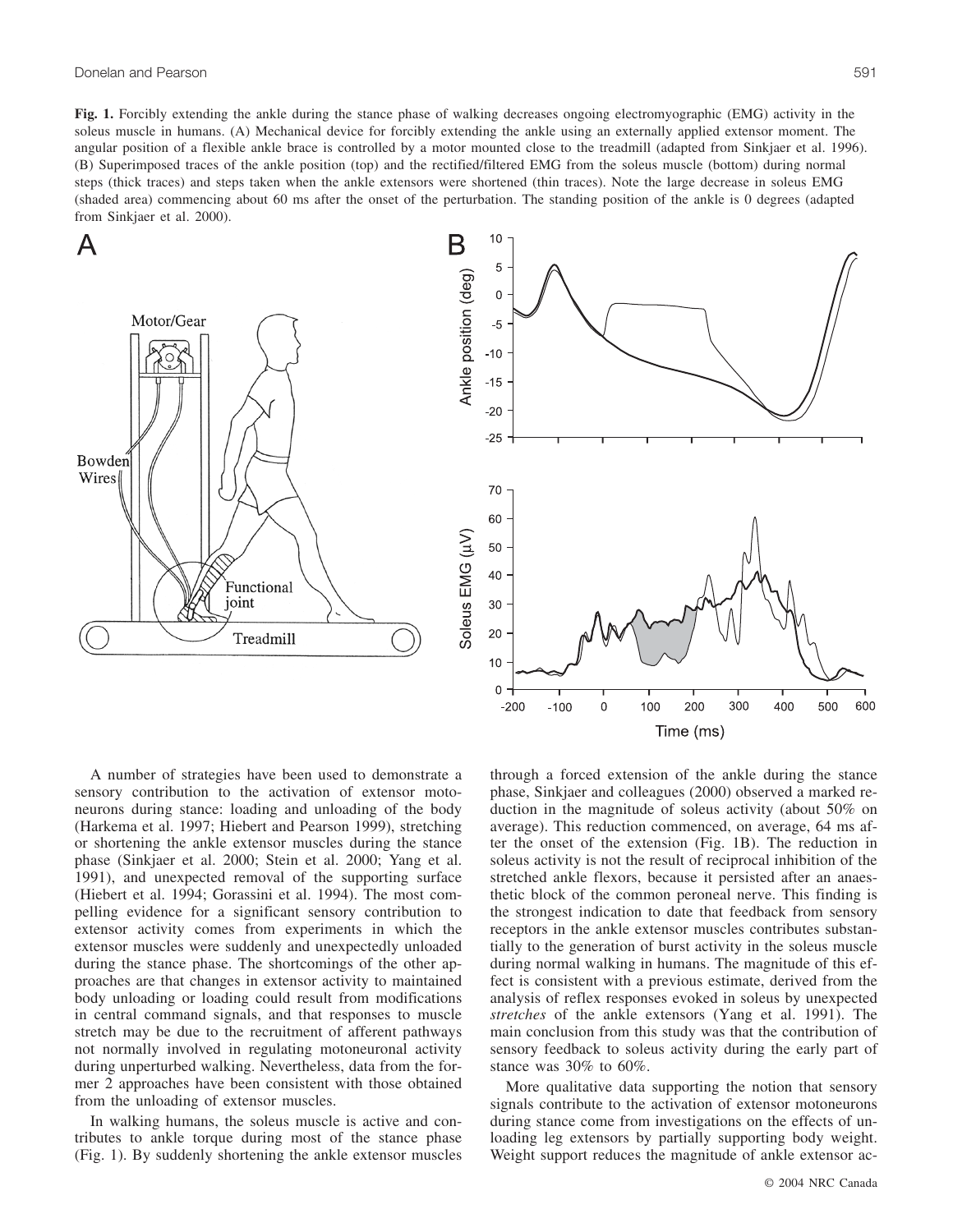**Fig. 1.** Forcibly extending the ankle during the stance phase of walking decreases ongoing electromyographic (EMG) activity in the soleus muscle in humans. (A) Mechanical device for forcibly extending the ankle using an externally applied extensor moment. The angular position of a flexible ankle brace is controlled by a motor mounted close to the treadmill (adapted from Sinkjaer et al. 1996). (B) Superimposed traces of the ankle position (top) and the rectified/filtered EMG from the soleus muscle (bottom) during normal steps (thick traces) and steps taken when the ankle extensors were shortened (thin traces). Note the large decrease in soleus EMG (shaded area) commencing about 60 ms after the onset of the perturbation. The standing position of the ankle is 0 degrees (adapted from Sinkjaer et al. 2000).

A number of strategies have been used to demonstrate a sensory contribution to the activation of extensor motoneurons during stance: loading and unloading of the body (Harkema et al. 1997; Hiebert and Pearson 1999), stretching or shortening the ankle extensor muscles during the stance phase (Sinkjaer et al. 2000; Stein et al. 2000; Yang et al. 1991), and unexpected removal of the supporting surface (Hiebert et al. 1994; Gorassini et al. 1994). The most compelling evidence for a significant sensory contribution to extensor activity comes from experiments in which the extensor muscles were suddenly and unexpectedly unloaded during the stance phase. The shortcomings of the other approaches are that changes in extensor activity to maintained body unloading or loading could result from modifications in central command signals, and that responses to muscle stretch may be due to the recruitment of afferent pathways not normally involved in regulating motoneuronal activity during unperturbed walking. Nevertheless, data from the former 2 approaches have been consistent with those obtained from the unloading of extensor muscles.

In walking humans, the soleus muscle is active and contributes to ankle torque during most of the stance phase (Fig. 1). By suddenly shortening the ankle extensor muscles through a forced extension of the ankle during the stance phase, Sinkjaer and colleagues (2000) observed a marked reduction in the magnitude of soleus activity (about 50% on average). This reduction commenced, on average, 64 ms after the onset of the extension (Fig. 1B). The reduction in soleus activity is not the result of reciprocal inhibition of the stretched ankle flexors, because it persisted after an anaesthetic block of the common peroneal nerve. This finding is the strongest indication to date that feedback from sensory receptors in the ankle extensor muscles contributes substantially to the generation of burst activity in the soleus muscle during normal walking in humans. The magnitude of this effect is consistent with a previous estimate, derived from the analysis of reflex responses evoked in soleus by unexpected *stretches* of the ankle extensors (Yang et al. 1991). The main conclusion from this study was that the contribution of sensory feedback to soleus activity during the early part of stance was 30% to 60%.

More qualitative data supporting the notion that sensory signals contribute to the activation of extensor motoneurons during stance come from investigations on the effects of unloading leg extensors by partially supporting body weight. Weight support reduces the magnitude of ankle extensor ac-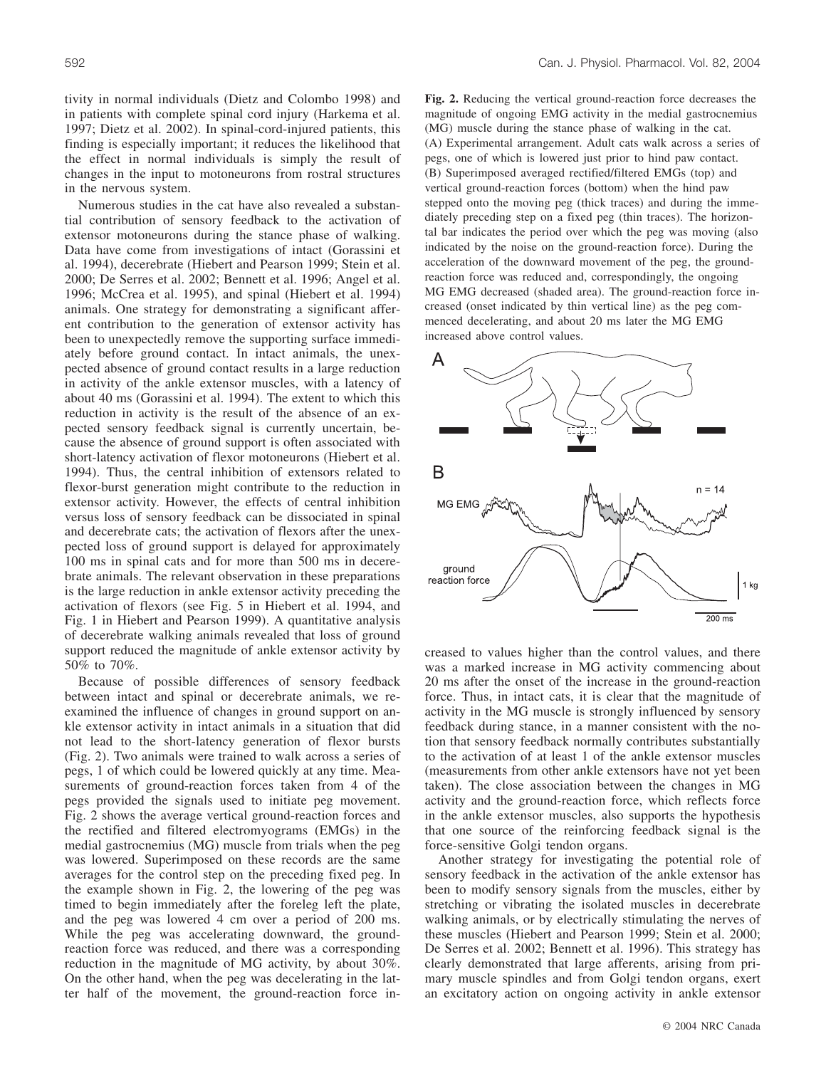tivity in normal individuals (Dietz and Colombo 1998) and in patients with complete spinal cord injury (Harkema et al. 1997; Dietz et al. 2002). In spinal-cord-injured patients, this finding is especially important; it reduces the likelihood that the effect in normal individuals is simply the result of changes in the input to motoneurons from rostral structures in the nervous system.

Numerous studies in the cat have also revealed a substantial contribution of sensory feedback to the activation of extensor motoneurons during the stance phase of walking. Data have come from investigations of intact (Gorassini et al. 1994), decerebrate (Hiebert and Pearson 1999; Stein et al. 2000; De Serres et al. 2002; Bennett et al. 1996; Angel et al. 1996; McCrea et al. 1995), and spinal (Hiebert et al. 1994) animals. One strategy for demonstrating a significant afferent contribution to the generation of extensor activity has been to unexpectedly remove the supporting surface immediately before ground contact. In intact animals, the unexpected absence of ground contact results in a large reduction in activity of the ankle extensor muscles, with a latency of about 40 ms (Gorassini et al. 1994). The extent to which this reduction in activity is the result of the absence of an expected sensory feedback signal is currently uncertain, because the absence of ground support is often associated with short-latency activation of flexor motoneurons (Hiebert et al. 1994). Thus, the central inhibition of extensors related to flexor-burst generation might contribute to the reduction in extensor activity. However, the effects of central inhibition versus loss of sensory feedback can be dissociated in spinal and decerebrate cats; the activation of flexors after the unexpected loss of ground support is delayed for approximately 100 ms in spinal cats and for more than 500 ms in decerebrate animals. The relevant observation in these preparations is the large reduction in ankle extensor activity preceding the activation of flexors (see Fig. 5 in Hiebert et al. 1994, and Fig. 1 in Hiebert and Pearson 1999). A quantitative analysis of decerebrate walking animals revealed that loss of ground support reduced the magnitude of ankle extensor activity by 50% to 70%.

Because of possible differences of sensory feedback between intact and spinal or decerebrate animals, we reexamined the influence of changes in ground support on ankle extensor activity in intact animals in a situation that did not lead to the short-latency generation of flexor bursts (Fig. 2). Two animals were trained to walk across a series of pegs, 1 of which could be lowered quickly at any time. Measurements of ground-reaction forces taken from 4 of the pegs provided the signals used to initiate peg movement. Fig. 2 shows the average vertical ground-reaction forces and the rectified and filtered electromyograms (EMGs) in the medial gastrocnemius (MG) muscle from trials when the peg was lowered. Superimposed on these records are the same averages for the control step on the preceding fixed peg. In the example shown in Fig. 2, the lowering of the peg was timed to begin immediately after the foreleg left the plate, and the peg was lowered 4 cm over a period of 200 ms. While the peg was accelerating downward, the ground-reaction force was reduced, and there was a corresponding reduction in the magnitude of MG activity, by about 30%. On the other hand, when the peg was decelerating in the latter half of the movement, the ground-reaction force increased to values higher than the control values, and there was a marked increase in MG activity commencing about 20 ms after the onset of the increase in the ground-reaction force. Thus, in intact cats, it is clear that the magnitude of activity in the MG muscle is strongly influenced by sensory feedback during stance, in a manner consistent with the notion that sensory feedback normally contributes substantially to the activation of at least 1 of the ankle extensor muscles (measurements from other ankle extensors have not yet been taken). The close association between the changes in MG activity and the ground-reaction force, which reflects force in the ankle extensor muscles, also supports the hypothesis that one source of the reinforcing feedback signal is the force-sensitive Golgi tendon organs.

**Fig. 2.** Reducing the vertical ground-reaction force decreases the magnitude of ongoing EMG activity in the medial gastrocnemius (MG) muscle during the stance phase of walking in the cat. (A) Experimental arrangement. Adult cats walk across a series of pegs, one of which is lowered just prior to hind paw contact. (B) Superimposed averaged rectified/filtered EMGs (top) and vertical ground-reaction forces (bottom) when the hind paw stepped onto the moving peg (thick traces) and during the immediately preceding step on a fixed peg (thin traces). The horizontal bar indicates the period over which the peg was moving (also indicated by the noise on the ground-reaction force). During the acceleration of the downward movement of the peg, the ground-reaction force was reduced and, correspondingly, the ongoing MG EMG decreased (shaded area). The ground-reaction force increased (onset indicated by thin vertical line) as the peg commenced decelerating, and about 20 ms later the MG EMG increased above control values.

Another strategy for investigating the potential role of sensory feedback in the activation of the ankle extensor has been to modify sensory signals from the muscles, either by stretching or vibrating the isolated muscles in decerebrate walking animals, or by electrically stimulating the nerves of these muscles (Hiebert and Pearson 1999; Stein et al. 2000; De Serres et al. 2002; Bennett et al. 1996). This strategy has clearly demonstrated that large afferents, arising from primary muscle spindles and from Golgi tendon organs, exert an excitatory action on ongoing activity in ankle extensor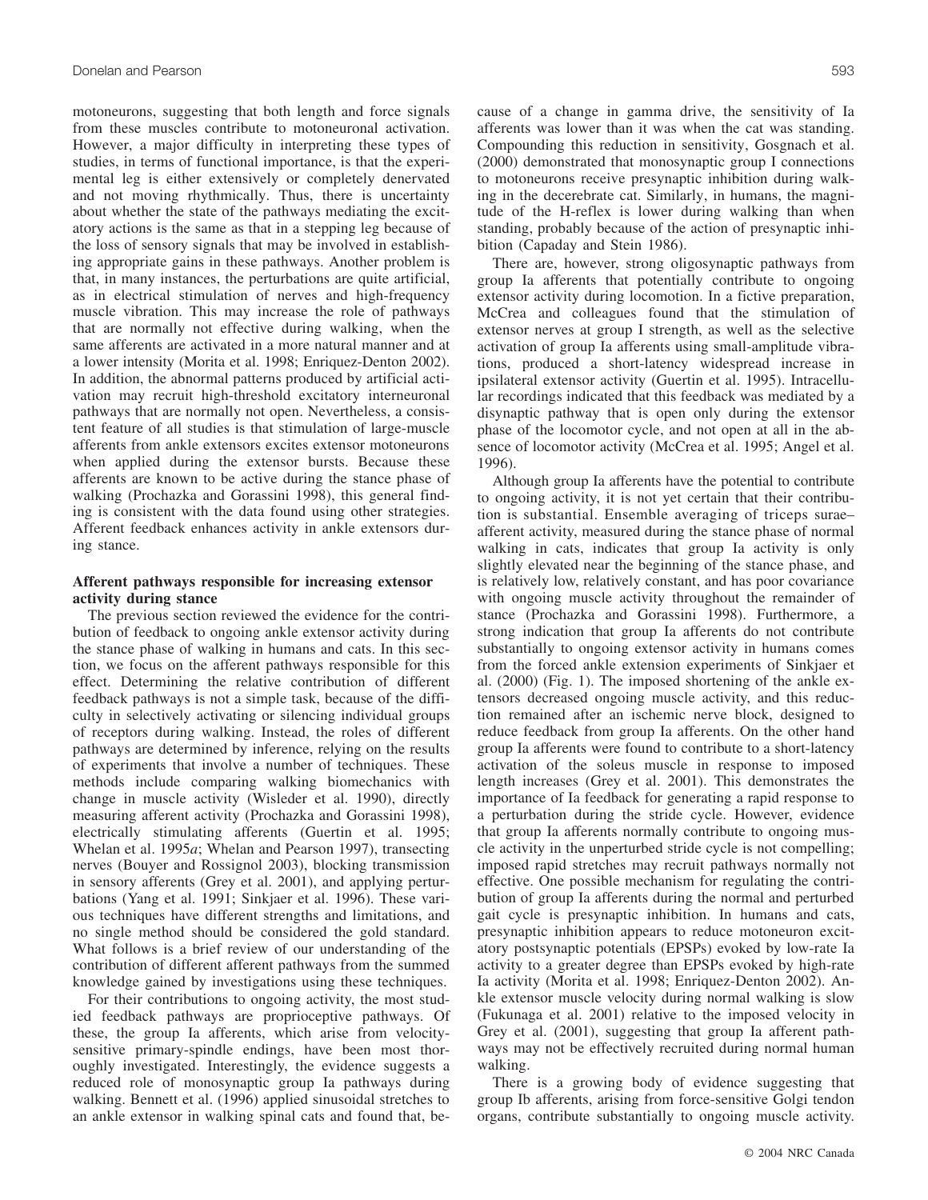motoneurons, suggesting that both length and force signals from these muscles contribute to motoneuronal activation. However, a major difficulty in interpreting these types of studies, in terms of functional importance, is that the experimental leg is either extensively or completely denervated and not moving rhythmically. Thus, there is uncertainty about whether the state of the pathways mediating the excitatory actions is the same as that in a stepping leg because of the loss of sensory signals that may be involved in establishing appropriate gains in these pathways. Another problem is that, in many instances, the perturbations are quite artificial, as in electrical stimulation of nerves and high-frequency muscle vibration. This may increase the role of pathways that are normally not effective during walking, when the same afferents are activated in a more natural manner and at a lower intensity (Morita et al. 1998; Enriquez-Denton 2002). In addition, the abnormal patterns produced by artificial activation may recruit high-threshold excitatory interneuronal pathways that are normally not open. Nevertheless, a consistent feature of all studies is that stimulation of large-muscle afferents from ankle extensors excites extensor motoneurons when applied during the extensor bursts. Because these afferents are known to be active during the stance phase of walking (Prochazka and Gorassini 1998), this general finding is consistent with the data found using other strategies. Afferent feedback enhances activity in ankle extensors during stance.

## Afferent pathways responsible for increasing extensor activity during stance

The previous section reviewed the evidence for the contribution of feedback to ongoing ankle extensor activity during the stance phase of walking in humans and cats. In this section, we focus on the afferent pathways responsible for this effect. Determining the relative contribution of different feedback pathways is not a simple task, because of the difficulty in selectively activating or silencing individual groups of receptors during walking. Instead, the roles of different pathways are determined by inference, relying on the results of experiments that involve a number of techniques. These methods include comparing walking biomechanics with change in muscle activity (Wisleder et al. 1990), directly measuring afferent activity (Prochazka and Gorassini 1998), electrically stimulating afferents (Guertin et al. 1995; Whelan et al. 1995*a*; Whelan and Pearson 1997), transecting nerves (Bouyer and Rossignol 2003), blocking transmission in sensory afferents (Grey et al. 2001), and applying perturbations (Yang et al. 1991; Sinkjaer et al. 1996). These various techniques have different strengths and limitations, and no single method should be considered the gold standard. What follows is a brief review of our understanding of the contribution of different afferent pathways from the summed knowledge gained by investigations using these techniques.

For their contributions to ongoing activity, the most studied feedback pathways are proprioceptive pathways. Of these, the group Ia afferents, which arise from velocity-sensitive primary-spindle endings, have been most thoroughly investigated. Interestingly, the evidence suggests a reduced role of monosynaptic group Ia pathways during walking. Bennett et al. (1996) applied sinusoidal stretches to an ankle extensor in walking spinal cats and found that, because of a change in gamma drive, the sensitivity of Ia afferents was lower than it was when the cat was standing. Compounding this reduction in sensitivity, Gosgnach et al. (2000) demonstrated that monosynaptic group I connections to motoneurons receive presynaptic inhibition during walking in the decerebrate cat. Similarly, in humans, the magnitude of the H-reflex is lower during walking than when standing, probably because of the action of presynaptic inhibition (Capaday and Stein 1986).

There are, however, strong oligosynaptic pathways from group Ia afferents that potentially contribute to ongoing extensor activity during locomotion. In a fictive preparation, McCrea and colleagues found that the stimulation of extensor nerves at group I strength, as well as the selective activation of group Ia afferents using small-amplitude vibrations, produced a short-latency widespread increase in ipsilateral extensor activity (Guertin et al. 1995). Intracellular recordings indicated that this feedback was mediated by a disynaptic pathway that is open only during the extensor phase of the locomotor cycle, and not open at all in the absence of locomotor activity (McCrea et al. 1995; Angel et al. 1996).

Although group Ia afferents have the potential to contribute to ongoing activity, it is not yet certain that their contribution is substantial. Ensemble averaging of triceps surae–afferent activity, measured during the stance phase of normal walking in cats, indicates that group Ia activity is only slightly elevated near the beginning of the stance phase, and is relatively low, relatively constant, and has poor covariance with ongoing muscle activity throughout the remainder of stance (Prochazka and Gorassini 1998). Furthermore, a strong indication that group Ia afferents do not contribute substantially to ongoing extensor activity in humans comes from the forced ankle extension experiments of Sinkjaer et al. (2000) (Fig. 1). The imposed shortening of the ankle extensors decreased ongoing muscle activity, and this reduction remained after an ischemic nerve block, designed to reduce feedback from group Ia afferents. On the other hand group Ia afferents were found to contribute to a short-latency activation of the soleus muscle in response to imposed length increases (Grey et al. 2001). This demonstrates the importance of Ia feedback for generating a rapid response to a perturbation during the stride cycle. However, evidence that group Ia afferents normally contribute to ongoing muscle activity in the unperturbed stride cycle is not compelling; imposed rapid stretches may recruit pathways normally not effective. One possible mechanism for regulating the contribution of group Ia afferents during the normal and perturbed gait cycle is presynaptic inhibition. In humans and cats, presynaptic inhibition appears to reduce motoneuron excitatory postsynaptic potentials (EPSPs) evoked by low-rate Ia activity to a greater degree than EPSPs evoked by high-rate Ia activity (Morita et al. 1998; Enriquez-Denton 2002). Ankle extensor muscle velocity during normal walking is slow (Fukunaga et al. 2001) relative to the imposed velocity in Grey et al. (2001), suggesting that group Ia afferent pathways may not be effectively recruited during normal human walking.

There is a growing body of evidence suggesting that group Ib afferents, arising from force-sensitive Golgi tendon organs, contribute substantially to ongoing muscle activity.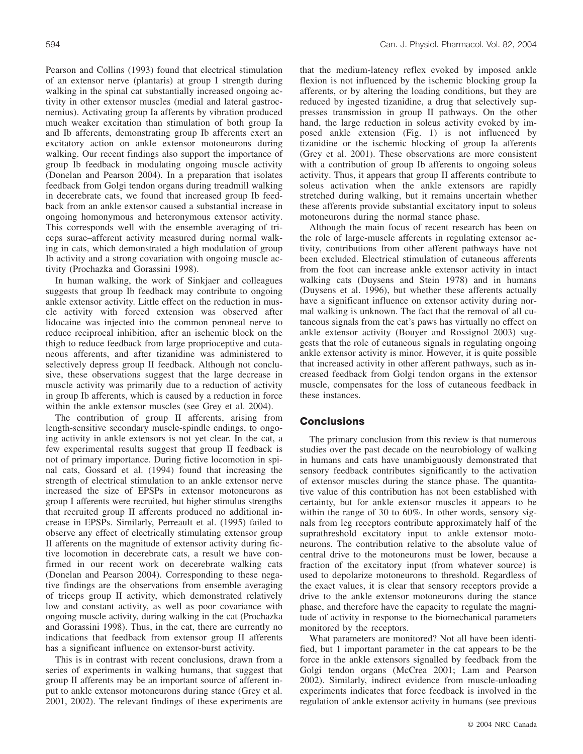Pearson and Collins (1993) found that electrical stimulation of an extensor nerve (plantaris) at group I strength during walking in the spinal cat substantially increased ongoing activity in other extensor muscles (medial and lateral gastrocnemius). Activating group Ia afferents by vibration produced much weaker excitation than stimulation of both group Ia and Ib afferents, demonstrating group Ib afferents exert an excitatory action on ankle extensor motoneurons during walking. Our recent findings also support the importance of group Ib feedback in modulating ongoing muscle activity (Donelan and Pearson 2004). In a preparation that isolates feedback from Golgi tendon organs during treadmill walking in decerebrate cats, we found that increased group Ib feedback from an ankle extensor caused a substantial increase in ongoing homonymous and heteronymous extensor activity. This corresponds well with the ensemble averaging of triceps surae–afferent activity measured during normal walking in cats, which demonstrated a high modulation of group Ib activity and a strong covariation with ongoing muscle activity (Prochazka and Gorassini 1998).

In human walking, the work of Sinkjaer and colleagues suggests that group Ib feedback may contribute to ongoing ankle extensor activity. Little effect on the reduction in muscle activity with forced extension was observed after lidocaine was injected into the common peroneal nerve to reduce reciprocal inhibition, after an ischemic block on the thigh to reduce feedback from large proprioceptive and cutaneous afferents, and after tizanidine was administered to selectively depress group II feedback. Although not conclusive, these observations suggest that the large decrease in muscle activity was primarily due to a reduction of activity in group Ib afferents, which is caused by a reduction in force within the ankle extensor muscles (see Grey et al. 2004).

The contribution of group II afferents, arising from length-sensitive secondary muscle-spindle endings, to ongoing activity in ankle extensors is not yet clear. In the cat, a few experimental results suggest that group II feedback is not of primary importance. During fictive locomotion in spinal cats, Gossard et al. (1994) found that increasing the strength of electrical stimulation to an ankle extensor nerve increased the size of EPSPs in extensor motoneurons as group I afferents were recruited, but higher stimulus strengths that recruited group II afferents produced no additional increase in EPSPs. Similarly, Perreault et al. (1995) failed to observe any effect of electrically stimulating extensor group II afferents on the magnitude of extensor activity during fictive locomotion in decerebrate cats, a result we have confirmed in our recent work on decerebrate walking cats (Donelan and Pearson 2004). Corresponding to these negative findings are the observations from ensemble averaging of triceps group II activity, which demonstrated relatively low and constant activity, as well as poor covariance with ongoing muscle activity, during walking in the cat (Prochazka and Gorassini 1998). Thus, in the cat, there are currently no indications that feedback from extensor group II afferents has a significant influence on extensor-burst activity.

This is in contrast with recent conclusions, drawn from a series of experiments in walking humans, that suggest that group II afferents may be an important source of afferent input to ankle extensor motoneurons during stance (Grey et al. 2001, 2002). The relevant findings of these experiments are that the medium-latency reflex evoked by imposed ankle flexion is not influenced by the ischemic blocking group Ia afferents, or by altering the loading conditions, but they are reduced by ingested tizanidine, a drug that selectively suppresses transmission in group II pathways. On the other hand, the large reduction in soleus activity evoked by imposed ankle extension (Fig. 1) is not influenced by tizanidine or the ischemic blocking of group Ia afferents (Grey et al. 2001). These observations are more consistent with a contribution of group Ib afferents to ongoing soleus activity. Thus, it appears that group II afferents contribute to soleus activation when the ankle extensors are rapidly stretched during walking, but it remains uncertain whether these afferents provide substantial excitatory input to soleus motoneurons during the normal stance phase.

Although the main focus of recent research has been on the role of large-muscle afferents in regulating extensor activity, contributions from other afferent pathways have not been excluded. Electrical stimulation of cutaneous afferents from the foot can increase ankle extensor activity in intact walking cats (Duysens and Stein 1978) and in humans (Duysens et al. 1996), but whether these afferents actually have a significant influence on extensor activity during normal walking is unknown. The fact that the removal of all cutaneous signals from the cat's paws has virtually no effect on ankle extensor activity (Bouyer and Rossignol 2003) suggests that the role of cutaneous signals in regulating ongoing ankle extensor activity is minor. However, it is quite possible that increased activity in other afferent pathways, such as increased feedback from Golgi tendon organs in the extensor muscle, compensates for the loss of cutaneous feedback in these instances.

## Conclusions

The primary conclusion from this review is that numerous studies over the past decade on the neurobiology of walking in humans and cats have unambiguously demonstrated that sensory feedback contributes significantly to the activation of extensor muscles during the stance phase. The quantitative value of this contribution has not been established with certainty, but for ankle extensor muscles it appears to be within the range of 30 to 60%. In other words, sensory signals from leg receptors contribute approximately half of the suprathreshold excitatory input to ankle extensor motoneurons. The contribution relative to the absolute value of central drive to the motoneurons must be lower, because a fraction of the excitatory input (from whatever source) is used to depolarize motoneurons to threshold. Regardless of the exact values, it is clear that sensory receptors provide a drive to the ankle extensor motoneurons during the stance phase, and therefore have the capacity to regulate the magnitude of activity in response to the biomechanical parameters monitored by the receptors.

What parameters are monitored? Not all have been identified, but 1 important parameter in the cat appears to be the force in the ankle extensors signalled by feedback from the Golgi tendon organs (McCrea 2001; Lam and Pearson 2002). Similarly, indirect evidence from muscle-unloading experiments indicates that force feedback is involved in the regulation of ankle extensor activity in humans (see previous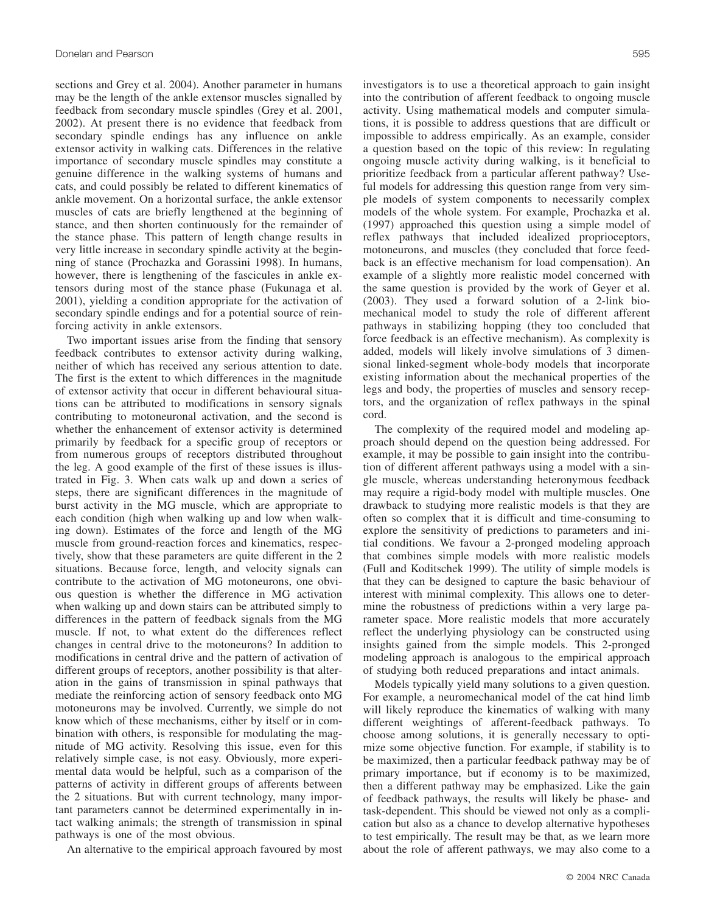sections and Grey et al. 2004). Another parameter in humans may be the length of the ankle extensor muscles signalled by feedback from secondary muscle spindles (Grey et al. 2001, 2002). At present there is no evidence that feedback from secondary spindle endings has any influence on ankle extensor activity in walking cats. Differences in the relative importance of secondary muscle spindles may constitute a genuine difference in the walking systems of humans and cats, and could possibly be related to different kinematics of ankle movement. On a horizontal surface, the ankle extensor muscles of cats are briefly lengthened at the beginning of stance, and then shorten continuously for the remainder of the stance phase. This pattern of length change results in very little increase in secondary spindle activity at the beginning of stance (Prochazka and Gorassini 1998). In humans, however, there is lengthening of the fascicules in ankle extensors during most of the stance phase (Fukunaga et al. 2001), yielding a condition appropriate for the activation of secondary spindle endings and for a potential source of reinforcing activity in ankle extensors.

Two important issues arise from the finding that sensory feedback contributes to extensor activity during walking, neither of which has received any serious attention to date. The first is the extent to which differences in the magnitude of extensor activity that occur in different behavioural situations can be attributed to modifications in sensory signals contributing to motoneuronal activation, and the second is whether the enhancement of extensor activity is determined primarily by feedback for a specific group of receptors or from numerous groups of receptors distributed throughout the leg. A good example of the first of these issues is illustrated in Fig. 3. When cats walk up and down a series of steps, there are significant differences in the magnitude of burst activity in the MG muscle, which are appropriate to each condition (high when walking up and low when walking down). Estimates of the force and length of the MG muscle from ground-reaction forces and kinematics, respectively, show that these parameters are quite different in the 2 situations. Because force, length, and velocity signals can contribute to the activation of MG motoneurons, one obvious question is whether the difference in MG activation when walking up and down stairs can be attributed simply to differences in the pattern of feedback signals from the MG muscle. If not, to what extent do the differences reflect changes in central drive to the motoneurons? In addition to modifications in central drive and the pattern of activation of different groups of receptors, another possibility is that alteration in the gains of transmission in spinal pathways that mediate the reinforcing action of sensory feedback onto MG motoneurons may be involved. Currently, we simple do not know which of these mechanisms, either by itself or in combination with others, is responsible for modulating the magnitude of MG activity. Resolving this issue, even for this relatively simple case, is not easy. Obviously, more experimental data would be helpful, such as a comparison of the patterns of activity in different groups of afferents between the 2 situations. But with current technology, many important parameters cannot be determined experimentally in intact walking animals; the strength of transmission in spinal pathways is one of the most obvious.

An alternative to the empirical approach favoured by most investigators is to use a theoretical approach to gain insight into the contribution of afferent feedback to ongoing muscle activity. Using mathematical models and computer simulations, it is possible to address questions that are difficult or impossible to address empirically. As an example, consider a question based on the topic of this review: In regulating ongoing muscle activity during walking, is it beneficial to prioritize feedback from a particular afferent pathway? Useful models for addressing this question range from very simple models of system components to necessarily complex models of the whole system. For example, Prochazka et al. (1997) approached this question using a simple model of reflex pathways that included idealized proprioceptors, motoneurons, and muscles (they concluded that force feedback is an effective mechanism for load compensation). An example of a slightly more realistic model concerned with the same question is provided by the work of Geyer et al. (2003). They used a forward solution of a 2-link biomechanical model to study the role of different afferent pathways in stabilizing hopping (they too concluded that force feedback is an effective mechanism). As complexity is added, models will likely involve simulations of 3 dimensional linked-segment whole-body models that incorporate existing information about the mechanical properties of the legs and body, the properties of muscles and sensory receptors, and the organization of reflex pathways in the spinal cord.

The complexity of the required model and modeling approach should depend on the question being addressed. For example, it may be possible to gain insight into the contribution of different afferent pathways using a model with a single muscle, whereas understanding heteronymous feedback may require a rigid-body model with multiple muscles. One drawback to studying more realistic models is that they are often so complex that it is difficult and time-consuming to explore the sensitivity of predictions to parameters and initial conditions. We favour a 2-pronged modeling approach that combines simple models with more realistic models (Full and Koditschek 1999). The utility of simple models is that they can be designed to capture the basic behaviour of interest with minimal complexity. This allows one to determine the robustness of predictions within a very large parameter space. More realistic models that more accurately reflect the underlying physiology can be constructed using insights gained from the simple models. This 2-pronged modeling approach is analogous to the empirical approach of studying both reduced preparations and intact animals.

Models typically yield many solutions to a given question. For example, a neuromechanical model of the cat hind limb will likely reproduce the kinematics of walking with many different weightings of afferent-feedback pathways. To choose among solutions, it is generally necessary to optimize some objective function. For example, if stability is to be maximized, then a particular feedback pathway may be of primary importance, but if economy is to be maximized, then a different pathway may be emphasized. Like the gain of feedback pathways, the results will likely be phase- and task-dependent. This should be viewed not only as a complication but also as a chance to develop alternative hypotheses to test empirically. The result may be that, as we learn more about the role of afferent pathways, we may also come to a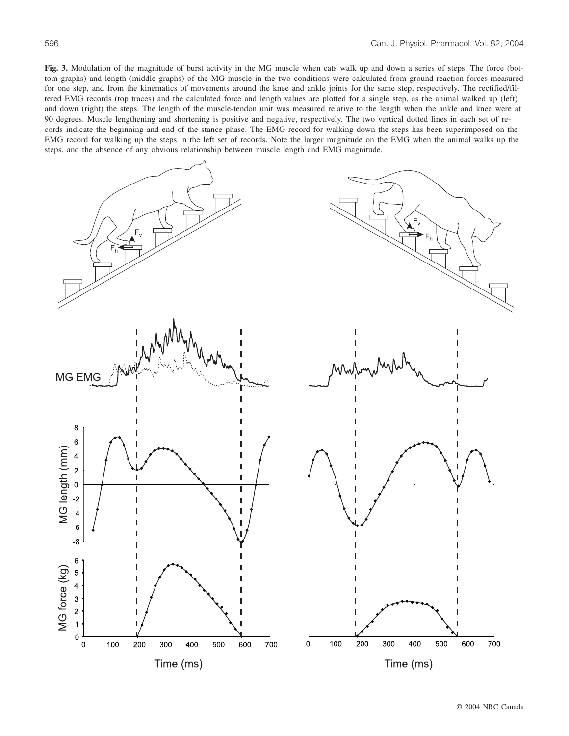**Fig. 3.** Modulation of the magnitude of burst activity in the MG muscle when cats walk up and down a series of steps. The force (bottom graphs) and length (middle graphs) of the MG muscle in the two conditions were calculated from ground-reaction forces measured for one step, and from the kinematics of movements around the knee and ankle joints for the same step, respectively. The rectified/filtered EMG records (top traces) and the calculated force and length values are plotted for a single step, as the animal walked up (left) and down (right) the steps. The length of the muscle-tendon unit was measured relative to the length when the ankle and knee were at 90 degrees. Muscle lengthening and shortening is positive and negative, respectively. The two vertical dotted lines in each set of records indicate the beginning and end of the stance phase. The EMG record for walking down the steps has been superimposed on the EMG record for walking up the steps in the left set of records. Note the larger magnitude on the EMG when the animal walks up the steps, and the absence of any obvious relationship between muscle length and EMG magnitude.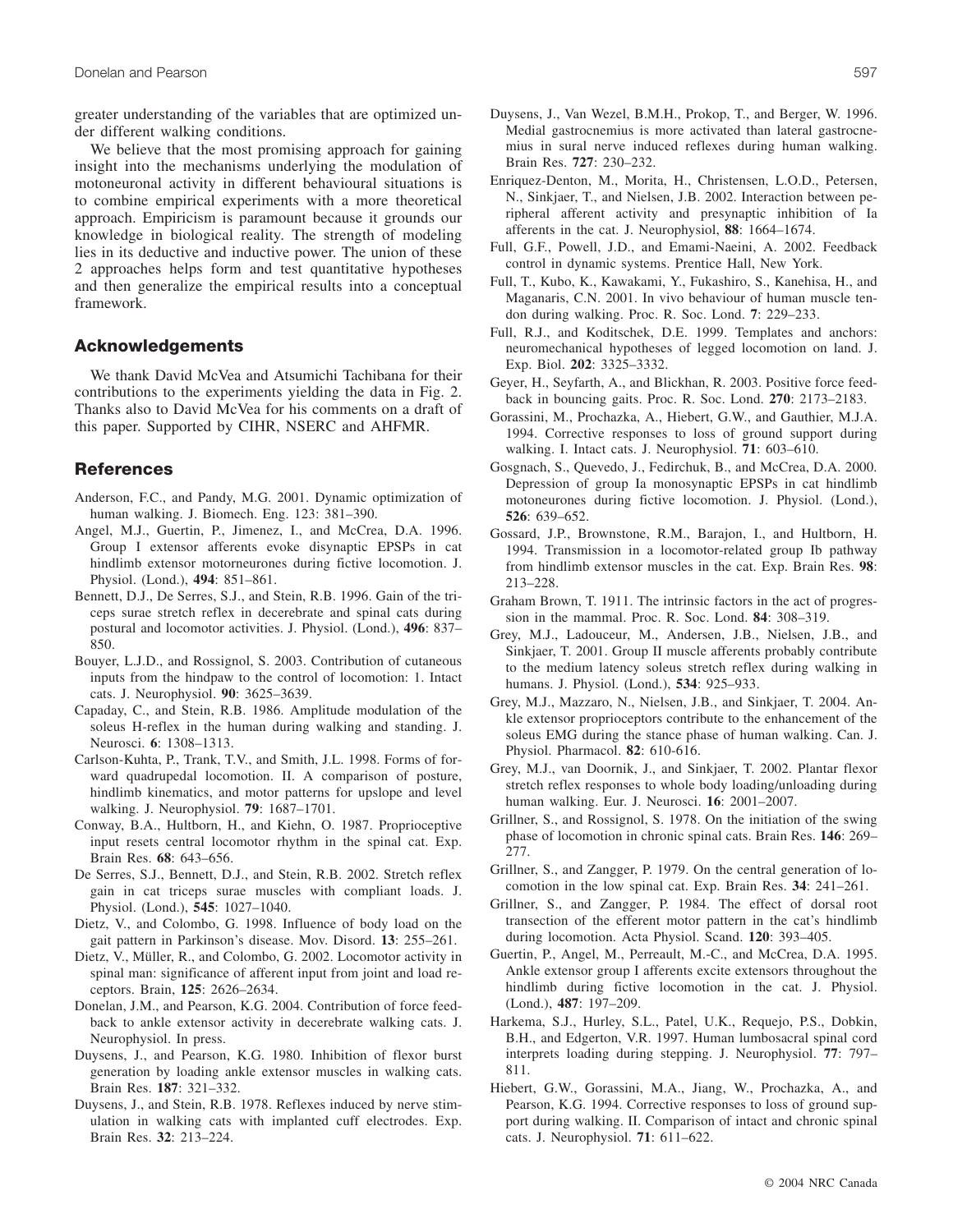greater understanding of the variables that are optimized under different walking conditions.

We believe that the most promising approach for gaining insight into the mechanisms underlying the modulation of motoneuronal activity in different behavioural situations is to combine empirical experiments with a more theoretical approach. Empiricism is paramount because it grounds our knowledge in biological reality. The strength of modeling lies in its deductive and inductive power. The union of these 2 approaches helps form and test quantitative hypotheses and then generalize the empirical results into a conceptual framework.

## Acknowledgements

We thank David McVea and Atsumichi Tachibana for their contributions to the experiments yielding the data in Fig. 2. Thanks also to David McVea for his comments on a draft of this paper. Supported by CIHR, NSERC and AHFMR.

## References

Anderson, F.C., and Pandy, M.G. 2001. Dynamic optimization of human walking. J. Biomech. Eng. 123: 381–390.

Angel, M.J., Guertin, P., Jimenez, I., and McCrea, D.A. 1996. Group I extensor afferents evoke disynaptic EPSPs in cat hindlimb extensor motorneurones during fictive locomotion. J. Physiol. (Lond.), **494**: 851–861.

Bennett, D.J., De Serres, S.J., and Stein, R.B. 1996. Gain of the triceps surae stretch reflex in decerebrate and spinal cats during postural and locomotor activities. J. Physiol. (Lond.), **496**: 837–850.

Bouyer, L.J.D., and Rossignol, S. 2003. Contribution of cutaneous inputs from the hindpaw to the control of locomotion: 1. Intact cats. J. Neurophysiol. **90**: 3625–3639.

Capaday, C., and Stein, R.B. 1986. Amplitude modulation of the soleus H-reflex in the human during walking and standing. J. Neurosci. **6**: 1308–1313.

Carlson-Kuhta, P., Trank, T.V., and Smith, J.L. 1998. Forms of forward quadrupedal locomotion. II. A comparison of posture, hindlimb kinematics, and motor patterns for upslope and level walking. J. Neurophysiol. **79**: 1687–1701.

Conway, B.A., Hultborn, H., and Kiehn, O. 1987. Proprioceptive input resets central locomotor rhythm in the spinal cat. Exp. Brain Res. **68**: 643–656.

De Serres, S.J., Bennett, D.J., and Stein, R.B. 2002. Stretch reflex gain in cat triceps surae muscles with compliant loads. J. Physiol. (Lond.), **545**: 1027–1040.

Dietz, V., and Colombo, G. 1998. Influence of body load on the gait pattern in Parkinson's disease. Mov. Disord. **13**: 255–261.

Dietz, V., Müller, R., and Colombo, G. 2002. Locomotor activity in spinal man: significance of afferent input from joint and load receptors. Brain, **125**: 2626–2634.

Donelan, J.M., and Pearson, K.G. 2004. Contribution of force feedback to ankle extensor activity in decerebrate walking cats. J. Neurophysiol. In press.

Duysens, J., and Pearson, K.G. 1980. Inhibition of flexor burst generation by loading ankle extensor muscles in walking cats. Brain Res. **187**: 321–332.

Duysens, J., and Stein, R.B. 1978. Reflexes induced by nerve stimulation in walking cats with implanted cuff electrodes. Exp. Brain Res. **32**: 213–224.

Duysens, J., Van Wezel, B.M.H., Prokop, T., and Berger, W. 1996. Medial gastrocnemius is more activated than lateral gastrocnemius in sural nerve induced reflexes during human walking. Brain Res. **727**: 230–232.

Enriquez-Denton, M., Morita, H., Christensen, L.O.D., Petersen, N., Sinkjaer, T., and Nielsen, J.B. 2002. Interaction between peripheral afferent activity and presynaptic inhibition of Ia afferents in the cat. J. Neurophysiol, **88**: 1664–1674.

Full, G.F., Powell, J.D., and Emami-Naeini, A. 2002. Feedback control in dynamic systems. Prentice Hall, New York.

Full, T., Kubo, K., Kawakami, Y., Fukashiro, S., Kanehisa, H., and Maganaris, C.N. 2001. In vivo behaviour of human muscle tendon during walking. Proc. R. Soc. Lond. **7**: 229–233.

Full, R.J., and Koditschek, D.E. 1999. Templates and anchors: neuromechanical hypotheses of legged locomotion on land. J. Exp. Biol. **202**: 3325–3332.

Geyer, H., Seyfarth, A., and Blickhan, R. 2003. Positive force feedback in bouncing gaits. Proc. R. Soc. Lond. **270**: 2173–2183.

Gorassini, M., Prochazka, A., Hiebert, G.W., and Gauthier, M.J.A. 1994. Corrective responses to loss of ground support during walking. I. Intact cats. J. Neurophysiol. **71**: 603–610.

Gosgnach, S., Quevedo, J., Fedirchuk, B., and McCrea, D.A. 2000. Depression of group Ia monosynaptic EPSPs in cat hindlimb motoneurones during fictive locomotion. J. Physiol. (Lond.), **526**: 639–652.

Gossard, J.P., Brownstone, R.M., Barajon, I., and Hultborn, H. 1994. Transmission in a locomotor-related group Ib pathway from hindlimb extensor muscles in the cat. Exp. Brain Res. **98**: 213–228.

Graham Brown, T. 1911. The intrinsic factors in the act of progression in the mammal. Proc. R. Soc. Lond. **84**: 308–319.

Grey, M.J., Ladouceur, M., Andersen, J.B., Nielsen, J.B., and Sinkjaer, T. 2001. Group II muscle afferents probably contribute to the medium latency soleus stretch reflex during walking in humans. J. Physiol. (Lond.), **534**: 925–933.

Grey, M.J., Mazzaro, N., Nielsen, J.B., and Sinkjaer, T. 2004. Ankle extensor proprioceptors contribute to the enhancement of the soleus EMG during the stance phase of human walking. Can. J. Physiol. Pharmacol. **82**: 610-616.

Grey, M.J., van Doornik, J., and Sinkjaer, T. 2002. Plantar flexor stretch reflex responses to whole body loading/unloading during human walking. Eur. J. Neurosci. **16**: 2001–2007.

Grillner, S., and Rossignol, S. 1978. On the initiation of the swing phase of locomotion in chronic spinal cats. Brain Res. **146**: 269–277.

Grillner, S., and Zangger, P. 1979. On the central generation of locomotion in the low spinal cat. Exp. Brain Res. **34**: 241–261.

Grillner, S., and Zangger, P. 1984. The effect of dorsal root transection of the efferent motor pattern in the cat's hindlimb during locomotion. Acta Physiol. Scand. **120**: 393–405.

Guertin, P., Angel, M., Perreault, M.-C., and McCrea, D.A. 1995. Ankle extensor group I afferents excite extensors throughout the hindlimb during fictive locomotion in the cat. J. Physiol. (Lond.), **487**: 197–209.

Harkema, S.J., Hurley, S.L., Patel, U.K., Requejo, P.S., Dobkin, B.H., and Edgerton, V.R. 1997. Human lumbosacral spinal cord interprets loading during stepping. J. Neurophysiol. **77**: 797–811.

Hiebert, G.W., Gorassini, M.A., Jiang, W., Prochazka, A., and Pearson, K.G. 1994. Corrective responses to loss of ground support during walking. II. Comparison of intact and chronic spinal cats. J. Neurophysiol. **71**: 611–622.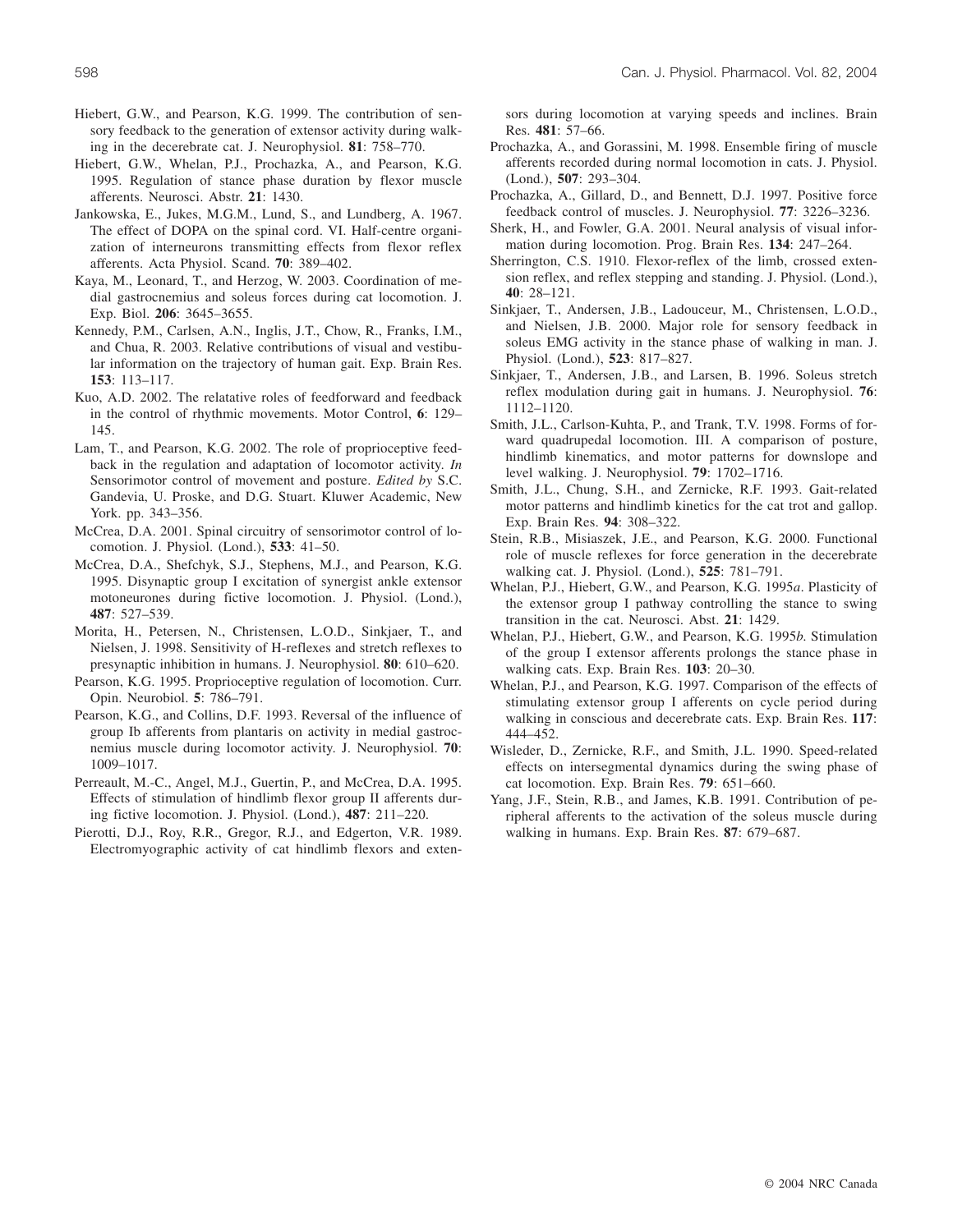Hiebert, G.W., and Pearson, K.G. 1999. The contribution of sensory feedback to the generation of extensor activity during walking in the decerebrate cat. J. Neurophysiol. **81**: 758–770.

Hiebert, G.W., Whelan, P.J., Prochazka, A., and Pearson, K.G. 1995. Regulation of stance phase duration by flexor muscle afferents. Neurosci. Abstr. **21**: 1430.

Jankowska, E., Jukes, M.G.M., Lund, S., and Lundberg, A. 1967. The effect of DOPA on the spinal cord. VI. Half-centre organization of interneurons transmitting effects from flexor reflex afferents. Acta Physiol. Scand. **70**: 389–402.

Kaya, M., Leonard, T., and Herzog, W. 2003. Coordination of medial gastrocnemius and soleus forces during cat locomotion. J. Exp. Biol. **206**: 3645–3655.

Kennedy, P.M., Carlsen, A.N., Inglis, J.T., Chow, R., Franks, I.M., and Chua, R. 2003. Relative contributions of visual and vestibular information on the trajectory of human gait. Exp. Brain Res. **153**: 113–117.

Kuo, A.D. 2002. The relatative roles of feedforward and feedback in the control of rhythmic movements. Motor Control, **6**: 129–145.

Lam, T., and Pearson, K.G. 2002. The role of proprioceptive feedback in the regulation and adaptation of locomotor activity. *In* Sensorimotor control of movement and posture. *Edited by* S.C. Gandevia, U. Proske, and D.G. Stuart. Kluwer Academic, New York. pp. 343–356.

McCrea, D.A. 2001. Spinal circuitry of sensorimotor control of locomotion. J. Physiol. (Lond.), **533**: 41–50.

McCrea, D.A., Shefchyk, S.J., Stephens, M.J., and Pearson, K.G. 1995. Disynaptic group I excitation of synergist ankle extensor motoneurones during fictive locomotion. J. Physiol. (Lond.), **487**: 527–539.

Morita, H., Petersen, N., Christensen, L.O.D., Sinkjaer, T., and Nielsen, J. 1998. Sensitivity of H-reflexes and stretch reflexes to presynaptic inhibition in humans. J. Neurophysiol. **80**: 610–620.

Pearson, K.G. 1995. Proprioceptive regulation of locomotion. Curr. Opin. Neurobiol. **5**: 786–791.

Pearson, K.G., and Collins, D.F. 1993. Reversal of the influence of group Ib afferents from plantaris on activity in medial gastrocnemius muscle during locomotor activity. J. Neurophysiol. **70**: 1009–1017.

Perreault, M.-C., Angel, M.J., Guertin, P., and McCrea, D.A. 1995. Effects of stimulation of hindlimb flexor group II afferents during fictive locomotion. J. Physiol. (Lond.), **487**: 211–220.

Pierotti, D.J., Roy, R.R., Gregor, R.J., and Edgerton, V.R. 1989. Electromyographic activity of cat hindlimb flexors and extensors during locomotion at varying speeds and inclines. Brain Res. **481**: 57–66.

Prochazka, A., and Gorassini, M. 1998. Ensemble firing of muscle afferents recorded during normal locomotion in cats. J. Physiol. (Lond.), **507**: 293–304.

Prochazka, A., Gillard, D., and Bennett, D.J. 1997. Positive force feedback control of muscles. J. Neurophysiol. **77**: 3226–3236.

Sherk, H., and Fowler, G.A. 2001. Neural analysis of visual information during locomotion. Prog. Brain Res. **134**: 247–264.

Sherrington, C.S. 1910. Flexor-reflex of the limb, crossed extension reflex, and reflex stepping and standing. J. Physiol. (Lond.), **40**: 28–121.

Sinkjaer, T., Andersen, J.B., Ladouceur, M., Christensen, L.O.D., and Nielsen, J.B. 2000. Major role for sensory feedback in soleus EMG activity in the stance phase of walking in man. J. Physiol. (Lond.), **523**: 817–827.

Sinkjaer, T., Andersen, J.B., and Larsen, B. 1996. Soleus stretch reflex modulation during gait in humans. J. Neurophysiol. **76**: 1112–1120.

Smith, J.L., Carlson-Kuhta, P., and Trank, T.V. 1998. Forms of forward quadrupedal locomotion. III. A comparison of posture, hindlimb kinematics, and motor patterns for downslope and level walking. J. Neurophysiol. **79**: 1702–1716.

Smith, J.L., Chung, S.H., and Zernicke, R.F. 1993. Gait-related motor patterns and hindlimb kinetics for the cat trot and gallop. Exp. Brain Res. **94**: 308–322.

Stein, R.B., Misiaszek, J.E., and Pearson, K.G. 2000. Functional role of muscle reflexes for force generation in the decerebrate walking cat. J. Physiol. (Lond.), **525**: 781–791.

Whelan, P.J., Hiebert, G.W., and Pearson, K.G. 1995*a*. Plasticity of the extensor group I pathway controlling the stance to swing transition in the cat. Neurosci. Abst. **21**: 1429.

Whelan, P.J., Hiebert, G.W., and Pearson, K.G. 1995*b*. Stimulation of the group I extensor afferents prolongs the stance phase in walking cats. Exp. Brain Res. **103**: 20–30.

Whelan, P.J., and Pearson, K.G. 1997. Comparison of the effects of stimulating extensor group I afferents on cycle period during walking in conscious and decerebrate cats. Exp. Brain Res. **117**: 444–452.

Wisleder, D., Zernicke, R.F., and Smith, J.L. 1990. Speed-related effects on intersegmental dynamics during the swing phase of cat locomotion. Exp. Brain Res. **79**: 651–660.

Yang, J.F., Stein, R.B., and James, K.B. 1991. Contribution of peripheral afferents to the activation of the soleus muscle during walking in humans. Exp. Brain Res. **87**: 679–687.